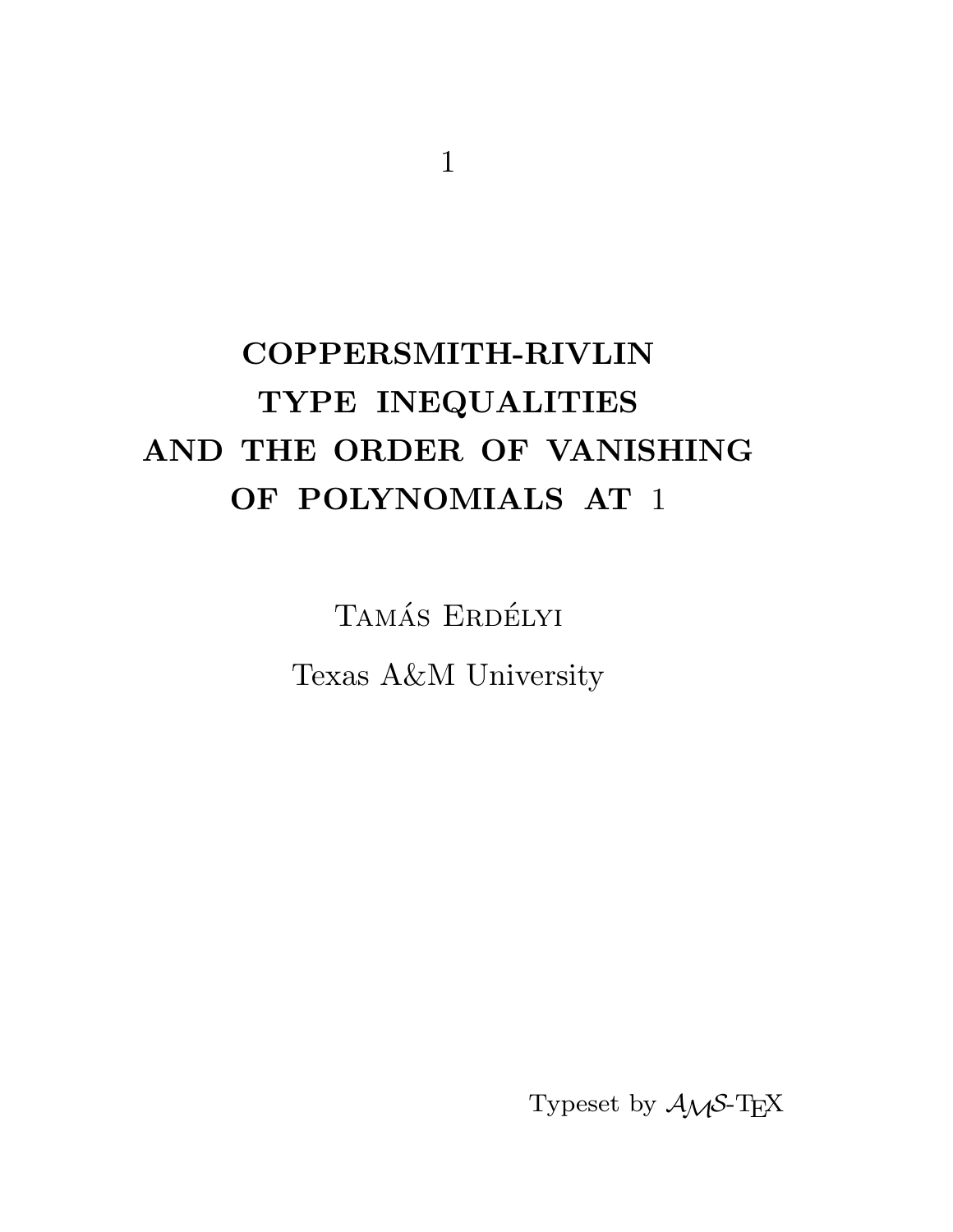# COPPERSMITH-RIVLIN TYPE INEQUALITIES AND THE ORDER OF VANISHING OF POLYNOMIALS AT 1

Tamás Erdélyi

Texas A&M University

Typeset by $\mathcal{AMS}$-TeX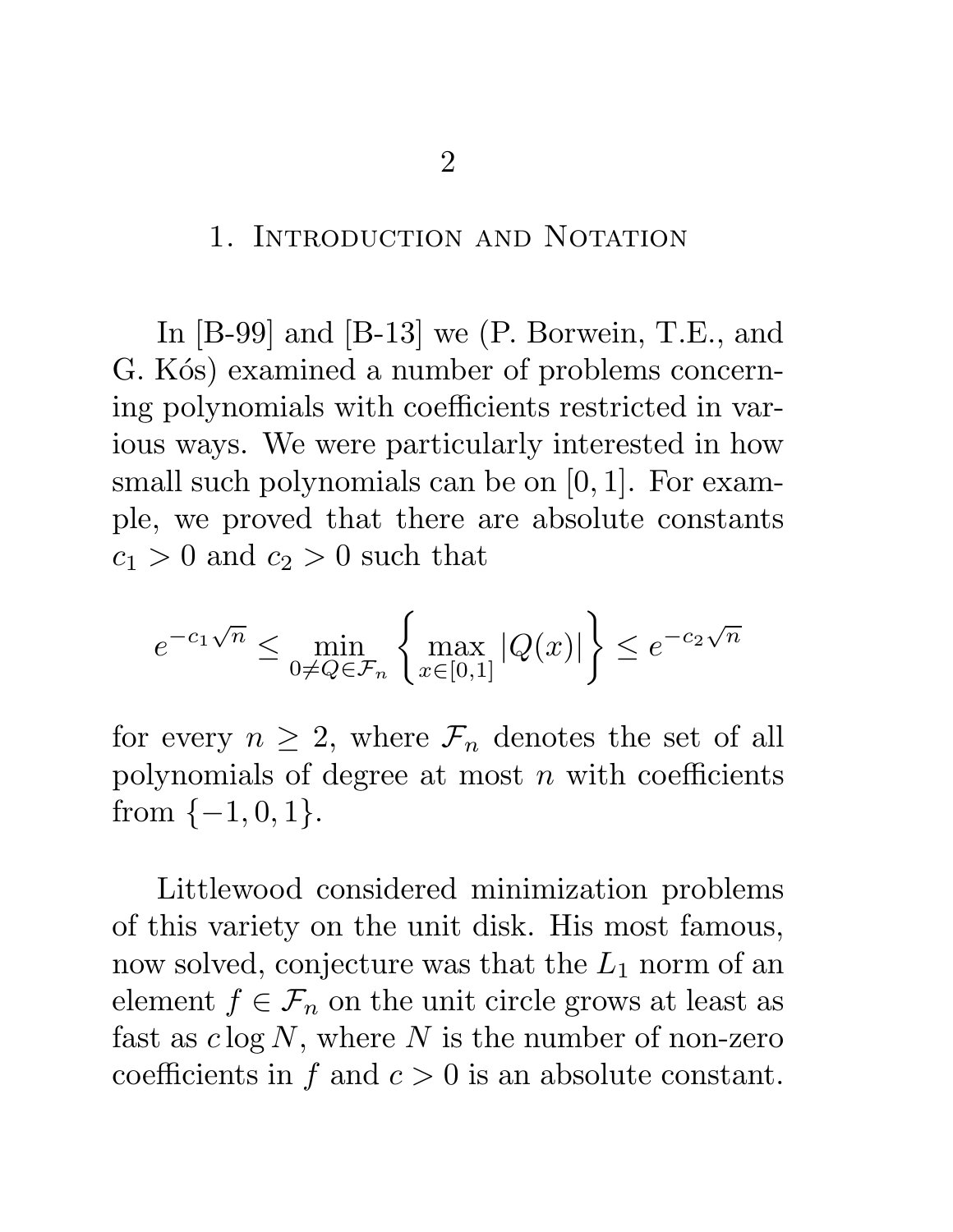## 1. Introduction and Notation

In [B-99] and [B-13] we (P. Borwein, T.E., and G. Kós) examined a number of problems concerning polynomials with coefficients restricted in various ways. We were particularly interested in how small such polynomials can be on $[0,1]$. For example, we proved that there are absolute constants $c_1 > 0$ and $c_2 > 0$ such that

$$e^{-c_1\sqrt{n}} \leq \min_{0 \neq Q \in \mathcal{F}_n} \left\{ \max_{x \in [0,1]} |Q(x)| \right\} \leq e^{-c_2\sqrt{n}}$$

for every $n \geq 2$, where $\mathcal{F}_n$ denotes the set of all polynomials of degree at most $n$ with coefficients from $\{-1, 0, 1\}$.

Littlewood considered minimization problems of this variety on the unit disk. His most famous, now solved, conjecture was that the $L_1$ norm of an element $f \in \mathcal{F}_n$ on the unit circle grows at least as fast as $c \log N$, where $N$ is the number of non-zero coefficients in $f$ and $c > 0$ is an absolute constant.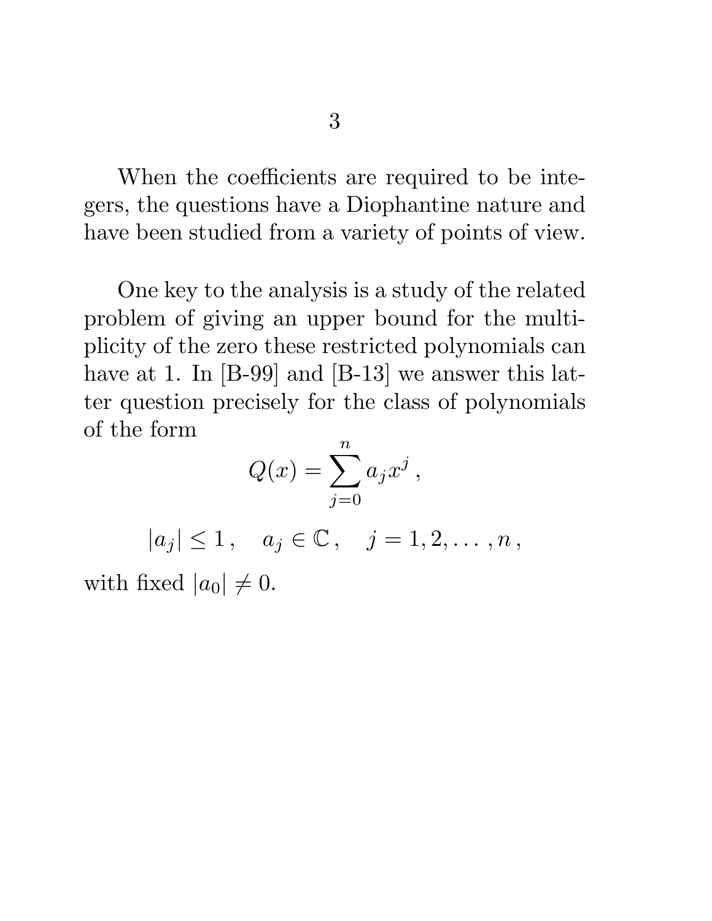When the coefficients are required to be integers, the questions have a Diophantine nature and have been studied from a variety of points of view.

One key to the analysis is a study of the related problem of giving an upper bound for the multiplicity of the zero these restricted polynomials can have at 1. In [B-99] and [B-13] we answer this latter question precisely for the class of polynomials of the form

$$Q(x) = \sum_{j=0}^{n} a_j x^j \,,$$

$$|a_j| \le 1 \,, \quad a_j \in \mathbb{C} \,, \quad j = 1, 2, \ldots, n \,,$$

with fixed $|a_0| \neq 0$.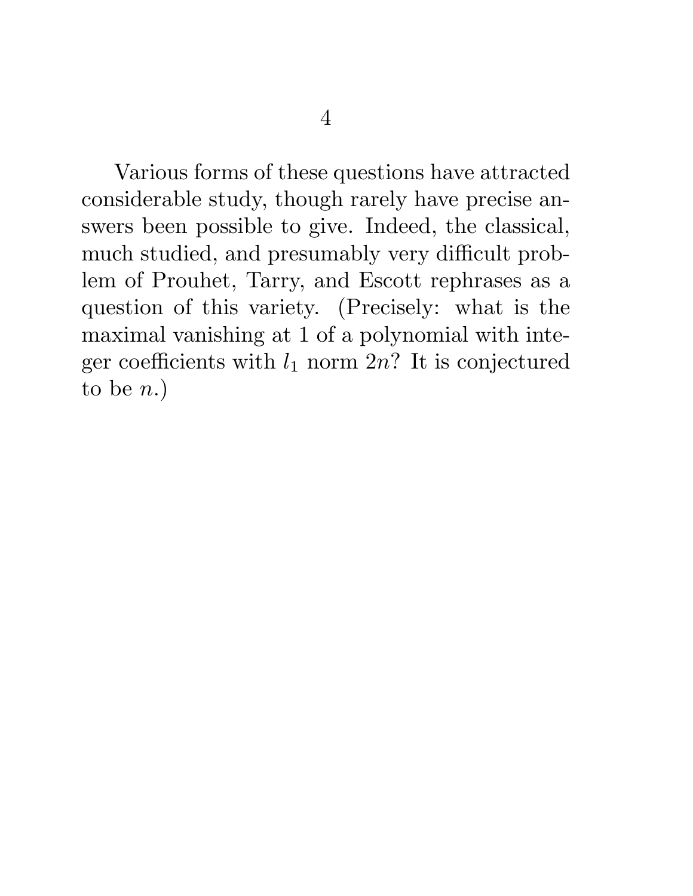Various forms of these questions have attracted considerable study, though rarely have precise answers been possible to give. Indeed, the classical, much studied, and presumably very difficult problem of Prouhet, Tarry, and Escott rephrases as a question of this variety. (Precisely: what is the maximal vanishing at 1 of a polynomial with integer coefficients with $l_1$ norm $2n$? It is conjectured to be $n$.)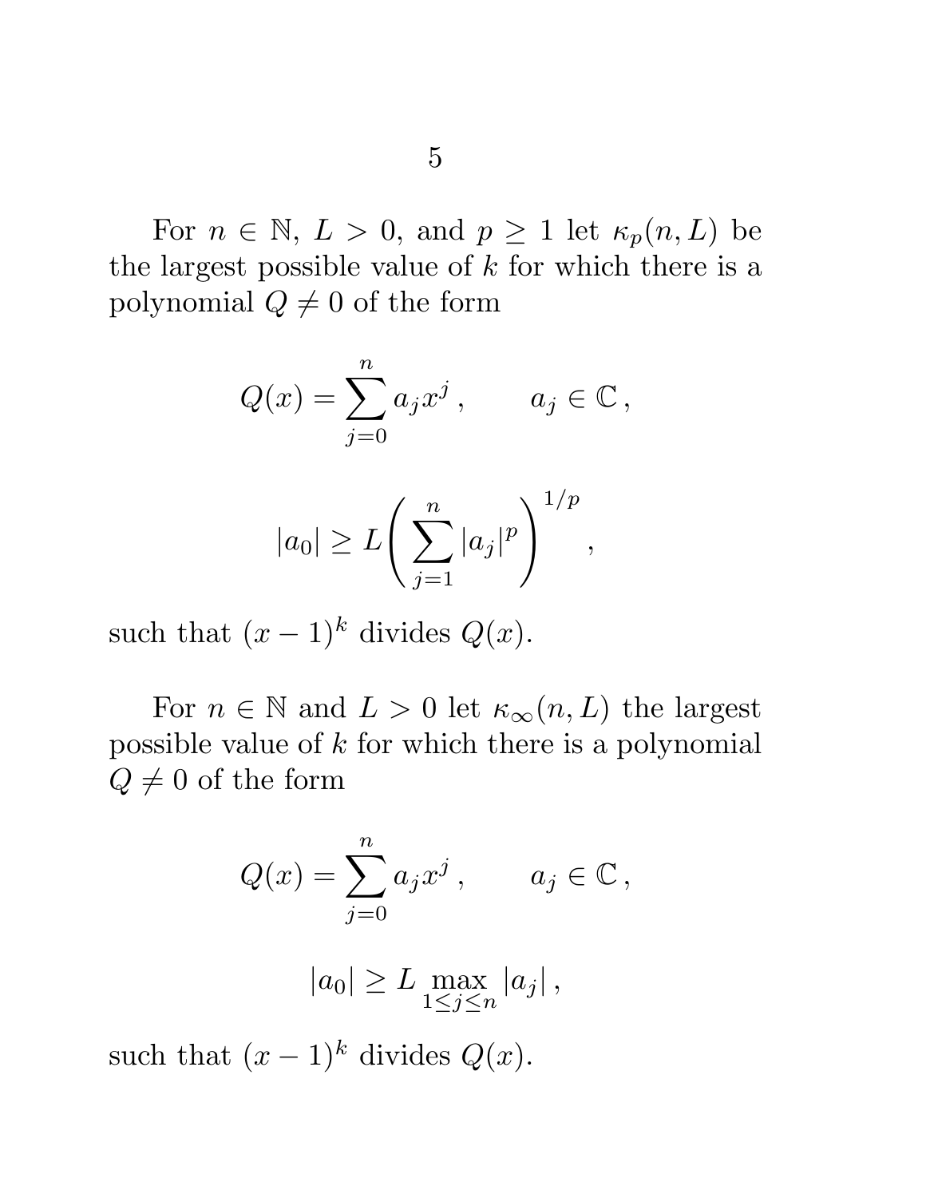For $n \in \mathbb{N}$, $L > 0$, and $p \geq 1$ let $\kappa_p(n, L)$ be the largest possible value of $k$ for which there is a polynomial $Q \neq 0$ of the form

$$Q(x) = \sum_{j=0}^{n} a_j x^j \,, \qquad a_j \in \mathbb{C} \,,$$

$$|a_0| \geq L \left( \sum_{j=1}^{n} |a_j|^p \right)^{1/p} \,,$$

such that $(x-1)^k$ divides $Q(x)$.

For $n \in \mathbb{N}$ and $L > 0$ let $\kappa_\infty(n, L)$ the largest possible value of $k$ for which there is a polynomial $Q \neq 0$ of the form

$$Q(x) = \sum_{j=0}^{n} a_j x^j \,, \qquad a_j \in \mathbb{C} \,,$$

$$|a_0| \geq L \max_{1 \leq j \leq n} |a_j| \,,$$

such that $(x-1)^k$ divides $Q(x)$.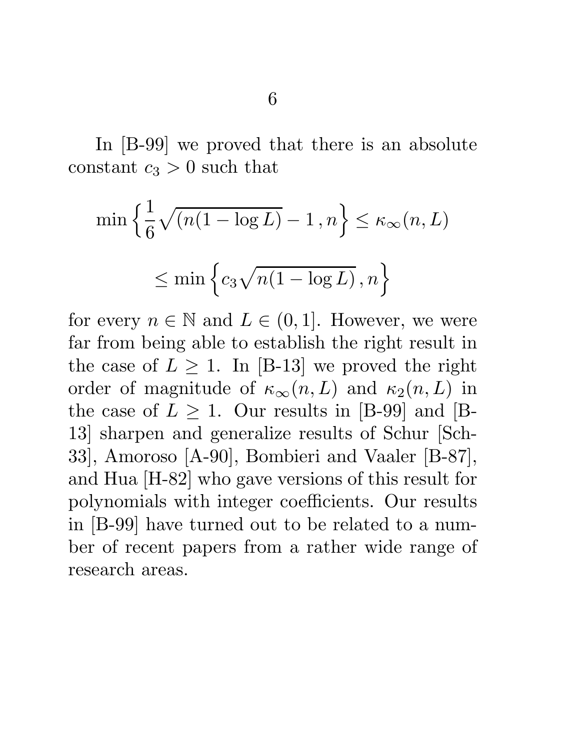In [B-99] we proved that there is an absolute constant $c_3 > 0$ such that

$$\min\left\{\frac{1}{6}\sqrt{(n(1-\log L)} - 1\,, n\right\} \leq \kappa_\infty(n,L)$$

$$\leq \min\left\{c_3\sqrt{n(1-\log L)}\,, n\right\}$$

for every $n \in \mathbb{N}$ and $L \in (0,1]$. However, we were far from being able to establish the right result in the case of $L \geq 1$. In [B-13] we proved the right order of magnitude of $\kappa_\infty(n,L)$ and $\kappa_2(n,L)$ in the case of $L \geq 1$. Our results in [B-99] and [B-13] sharpen and generalize results of Schur [Sch-33], Amoroso [A-90], Bombieri and Vaaler [B-87], and Hua [H-82] who gave versions of this result for polynomials with integer coefficients. Our results in [B-99] have turned out to be related to a number of recent papers from a rather wide range of research areas.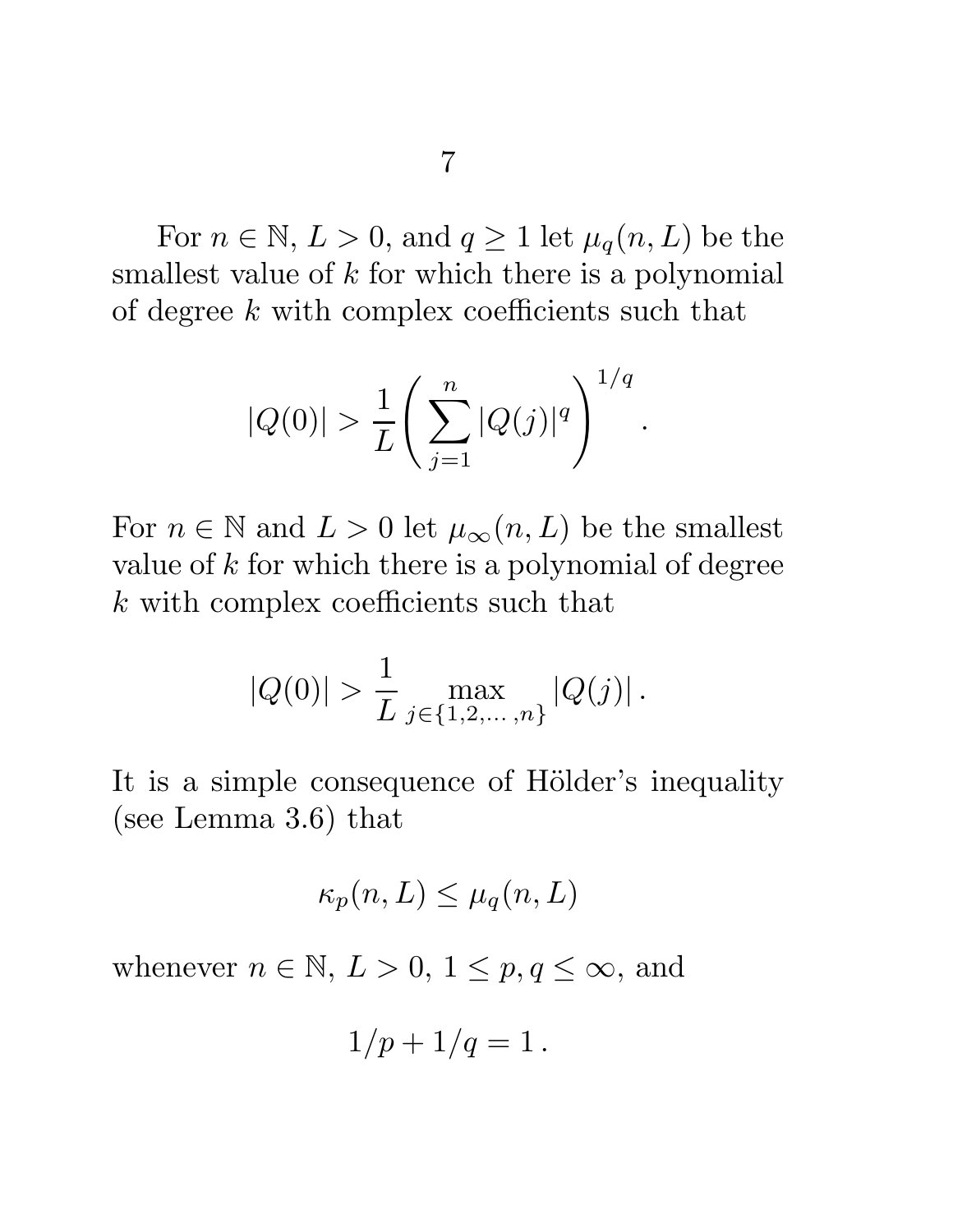For $n \in \mathbb{N}$, $L > 0$, and $q \geq 1$ let $\mu_q(n, L)$ be the smallest value of $k$ for which there is a polynomial of degree $k$ with complex coefficients such that

$$|Q(0)| > \frac{1}{L} \left( \sum_{j=1}^{n} |Q(j)|^q \right)^{1/q} .$$

For $n \in \mathbb{N}$ and $L > 0$ let $\mu_\infty(n, L)$ be the smallest value of $k$ for which there is a polynomial of degree $k$ with complex coefficients such that

$$|Q(0)| > \frac{1}{L} \max_{j \in \{1,2,\ldots,n\}} |Q(j)| .$$

It is a simple consequence of Hölder's inequality (see Lemma 3.6) that

$$\kappa_p(n, L) \leq \mu_q(n, L)$$

whenever $n \in \mathbb{N}$, $L > 0$, $1 \leq p, q \leq \infty$, and

$$1/p + 1/q = 1 .$$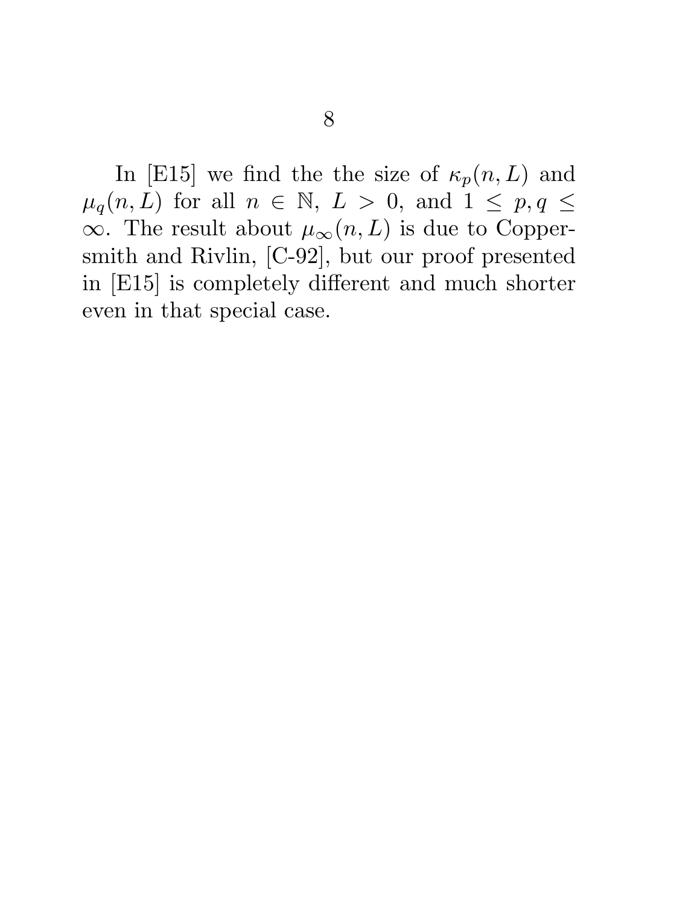In [E15] we find the the size of $\kappa_p(n,L)$ and $\mu_q(n,L)$ for all $n \in \mathbb{N}$, $L > 0$, and $1 \leq p,q \leq \infty$. The result about $\mu_\infty(n,L)$ is due to Coppersmith and Rivlin, [C-92], but our proof presented in [E15] is completely different and much shorter even in that special case.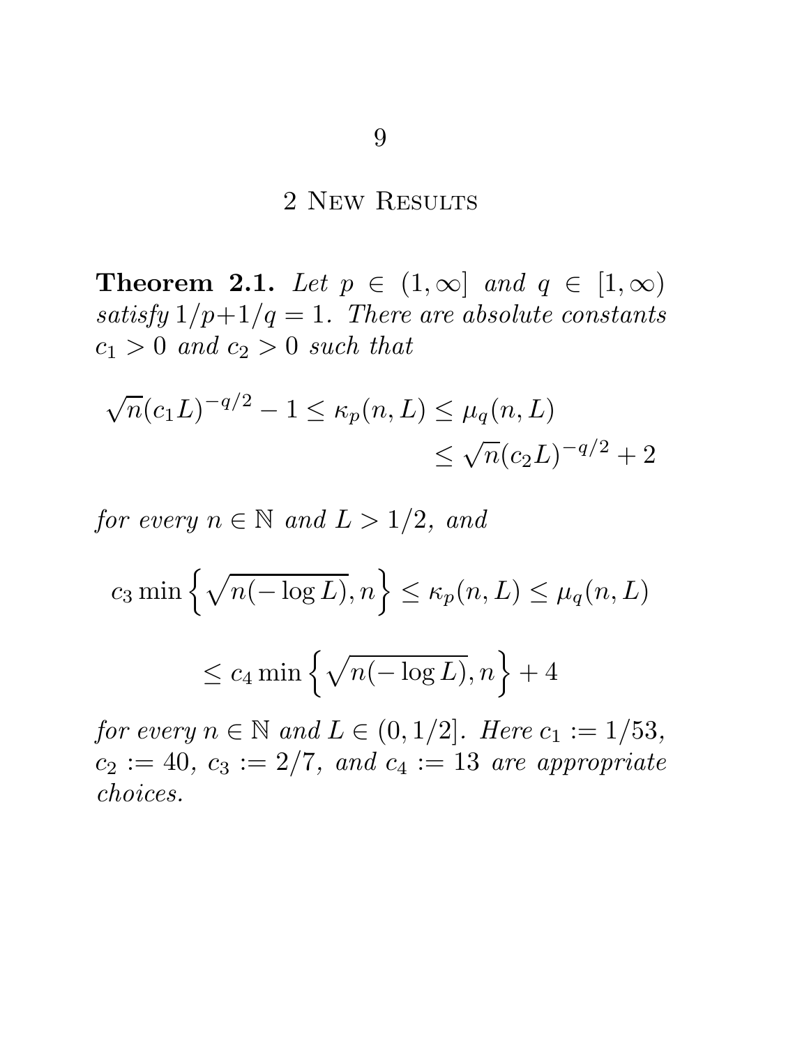## 2 New Results

**Theorem 2.1.** *Let $p \in (1, \infty]$ and $q \in [1, \infty)$ satisfy $1/p + 1/q = 1$. There are absolute constants $c_1 > 0$ and $c_2 > 0$ such that*

$$\sqrt{n}(c_1 L)^{-q/2} - 1 \leq \kappa_p(n, L) \leq \mu_q(n, L) \leq \sqrt{n}(c_2 L)^{-q/2} + 2$$

*for every $n \in \mathbb{N}$ and $L > 1/2$, and*

$$c_3 \min\left\{\sqrt{n(-\log L)}, n\right\} \leq \kappa_p(n, L) \leq \mu_q(n, L)$$

$$\leq c_4 \min\left\{\sqrt{n(-\log L)}, n\right\} + 4$$

*for every $n \in \mathbb{N}$ and $L \in (0, 1/2]$. Here $c_1 := 1/53$, $c_2 := 40$, $c_3 := 2/7$, and $c_4 := 13$ are appropriate choices.*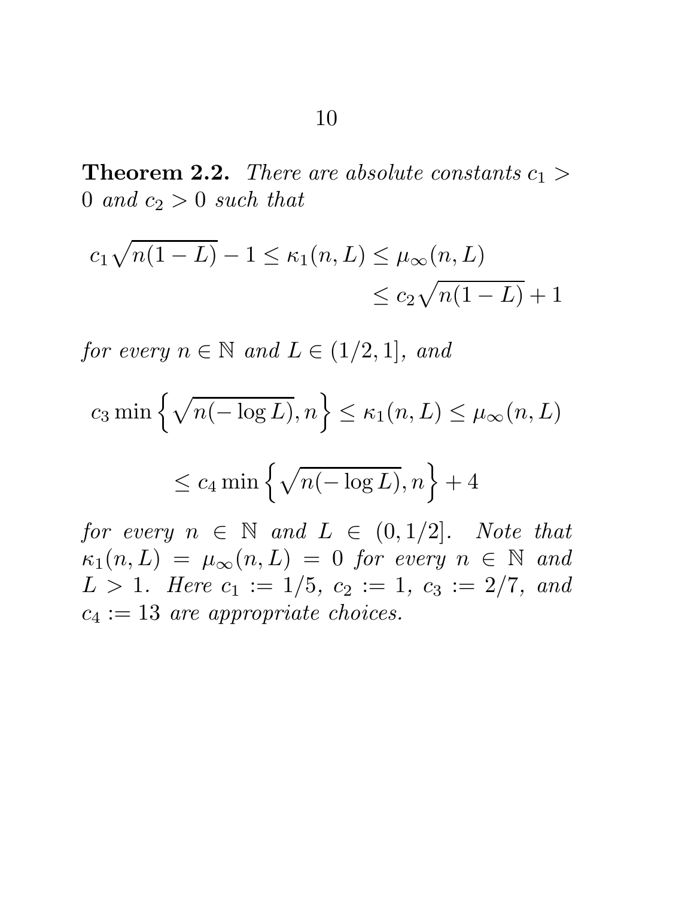**Theorem 2.2.** *There are absolute constants $c_1 > 0$ and $c_2 > 0$ such that*

$$c_1\sqrt{n(1-L)} - 1 \le \kappa_1(n,L) \le \mu_\infty(n,L) \le c_2\sqrt{n(1-L)} + 1$$

*for every $n \in \mathbb{N}$ and $L \in (1/2, 1]$, and*

$$c_3 \min\left\{\sqrt{n(-\log L)}, n\right\} \le \kappa_1(n,L) \le \mu_\infty(n,L)$$

$$\le c_4 \min\left\{\sqrt{n(-\log L)}, n\right\} + 4$$

*for every $n \in \mathbb{N}$ and $L \in (0, 1/2]$. Note that $\kappa_1(n,L) = \mu_\infty(n,L) = 0$ for every $n \in \mathbb{N}$ and $L > 1$. Here $c_1 := 1/5$, $c_2 := 1$, $c_3 := 2/7$, and $c_4 := 13$ are appropriate choices.*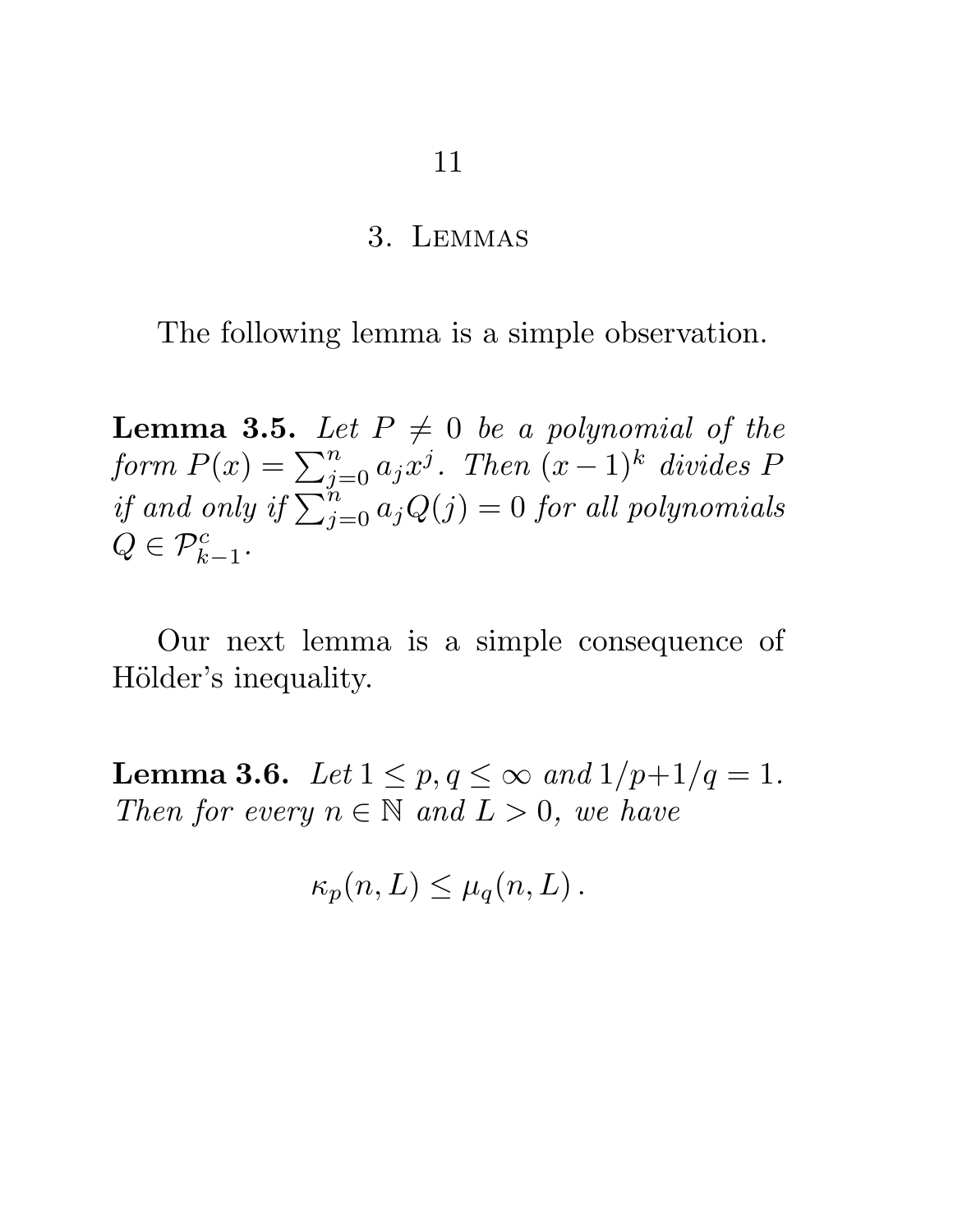## 3. Lemmas

The following lemma is a simple observation.

**Lemma 3.5.** *Let $P \neq 0$ be a polynomial of the form $P(x) = \sum_{j=0}^{n} a_j x^j$. Then $(x-1)^k$ divides $P$ if and only if $\sum_{j=0}^{n} a_j Q(j) = 0$ for all polynomials $Q \in \mathcal{P}_{k-1}^c$.*

Our next lemma is a simple consequence of Hölder's inequality.

**Lemma 3.6.** *Let $1 \leq p, q \leq \infty$ and $1/p + 1/q = 1$. Then for every $n \in \mathbb{N}$ and $L > 0$, we have*

$$\kappa_p(n, L) \leq \mu_q(n, L)\,.$$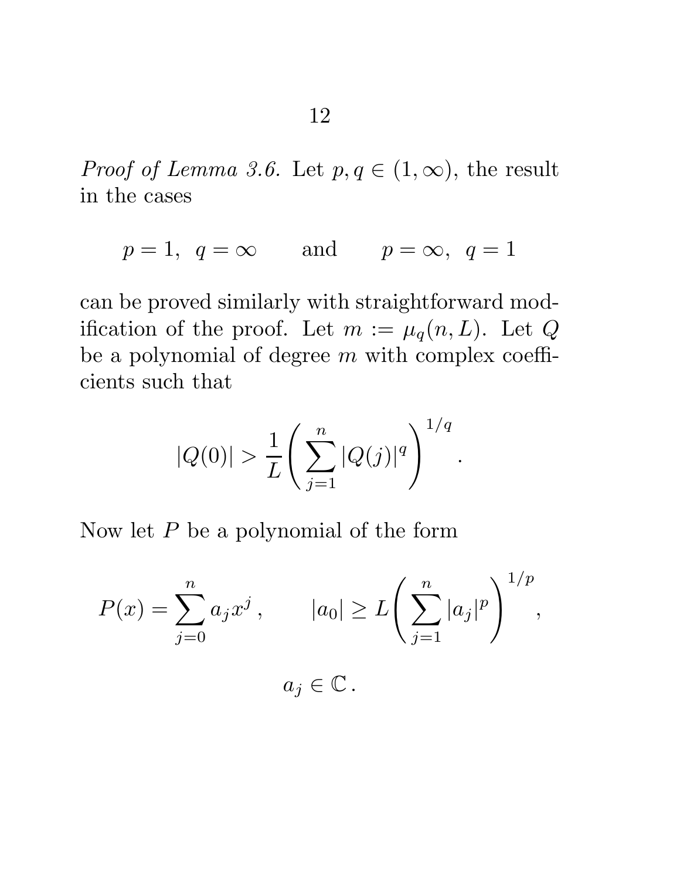*Proof of Lemma 3.6.* Let $p, q \in (1, \infty)$, the result in the cases

$$p = 1, \;\; q = \infty \qquad \text{and} \qquad p = \infty, \;\; q = 1$$

can be proved similarly with straightforward modification of the proof. Let $m := \mu_q(n, L)$. Let $Q$ be a polynomial of degree $m$ with complex coefficients such that

$$|Q(0)| > \frac{1}{L} \left( \sum_{j=1}^{n} |Q(j)|^q \right)^{1/q}.$$

Now let $P$ be a polynomial of the form

$$P(x) = \sum_{j=0}^{n} a_j x^j \,, \qquad |a_0| \geq L \left( \sum_{j=1}^{n} |a_j|^p \right)^{1/p},$$

$$a_j \in \mathbb{C} \,.$$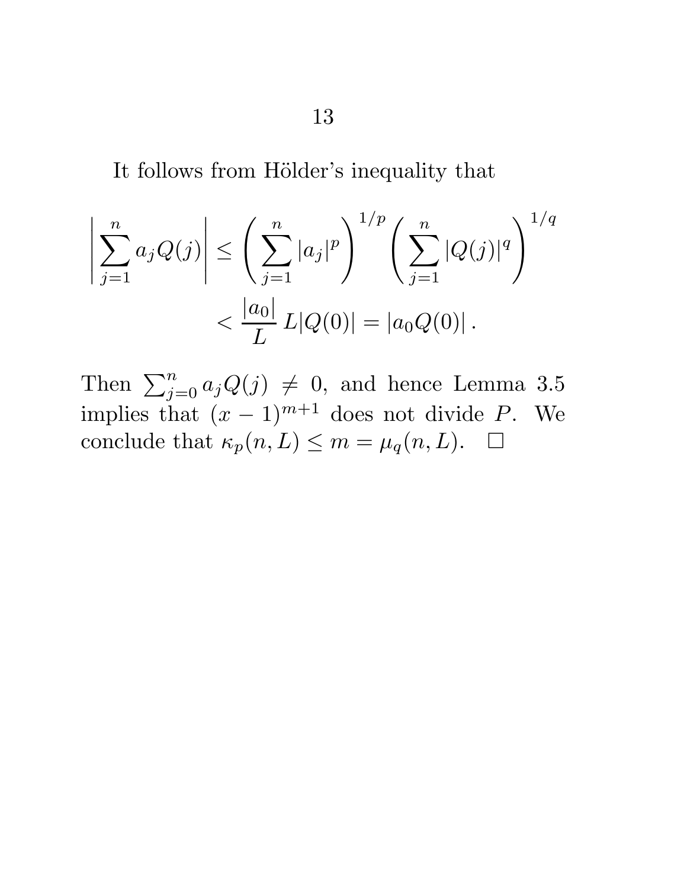It follows from Hölder's inequality that

$$\left| \sum_{j=1}^{n} a_j Q(j) \right| \le \left( \sum_{j=1}^{n} |a_j|^p \right)^{1/p} \left( \sum_{j=1}^{n} |Q(j)|^q \right)^{1/q}$$
$$< \frac{|a_0|}{L} \, L |Q(0)| = |a_0 Q(0)| \, .$$

Then $\sum_{j=0}^{n} a_j Q(j) \ne 0$, and hence Lemma 3.5 implies that $(x-1)^{m+1}$ does not divide $P$. We conclude that $\kappa_p(n, L) \le m = \mu_q(n, L)$. $\square$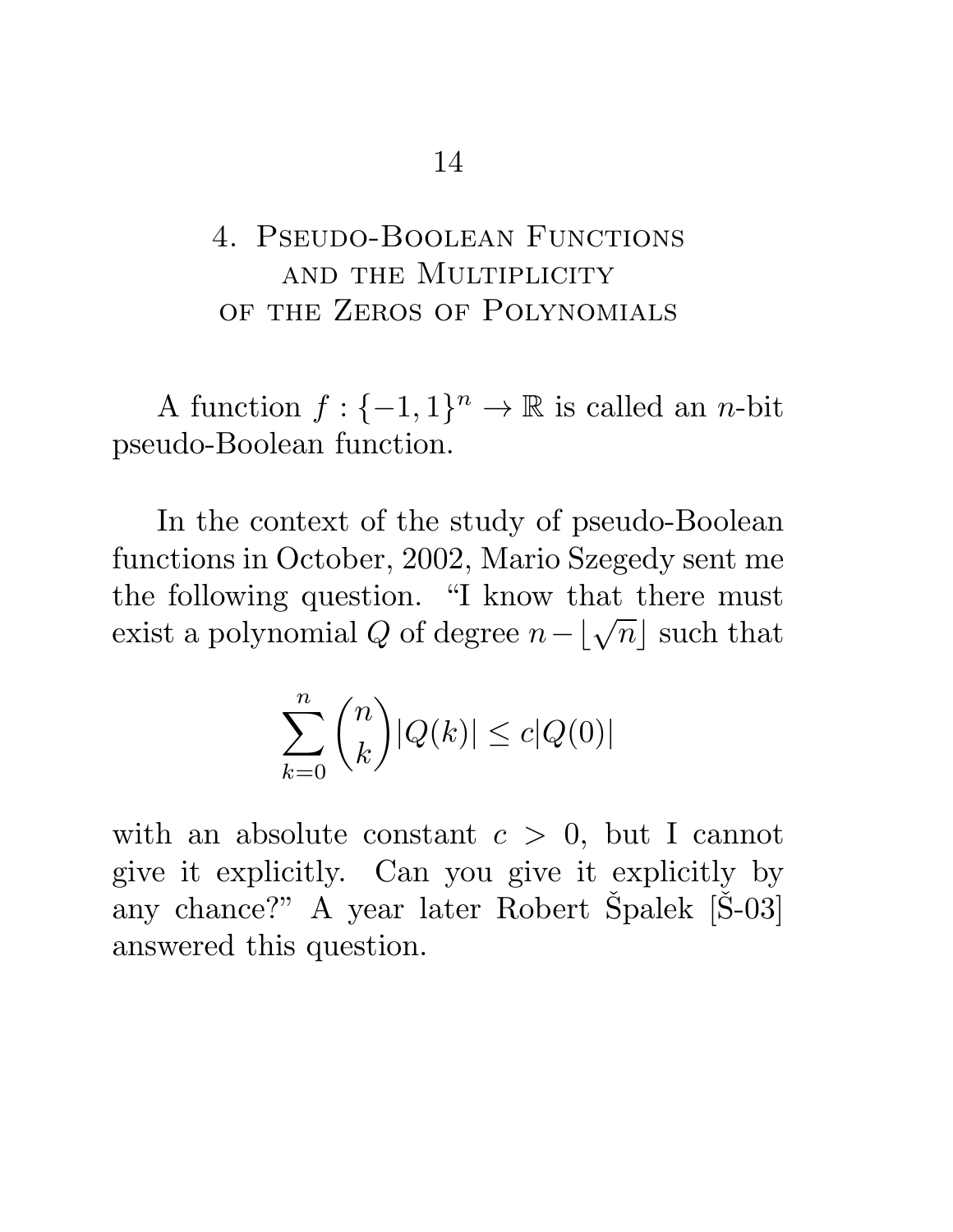## 4. Pseudo-Boolean Functions and the Multiplicity of the Zeros of Polynomials

A function $f : \{-1, 1\}^n \to \mathbb{R}$ is called an $n$-bit pseudo-Boolean function.

In the context of the study of pseudo-Boolean functions in October, 2002, Mario Szegedy sent me the following question. "I know that there must exist a polynomial $Q$ of degree $n - \lfloor \sqrt{n} \rfloor$ such that

$$\sum_{k=0}^{n} \binom{n}{k} |Q(k)| \le c|Q(0)|$$

with an absolute constant $c > 0$, but I cannot give it explicitly. Can you give it explicitly by any chance?" A year later Robert Špalek [Š-03] answered this question.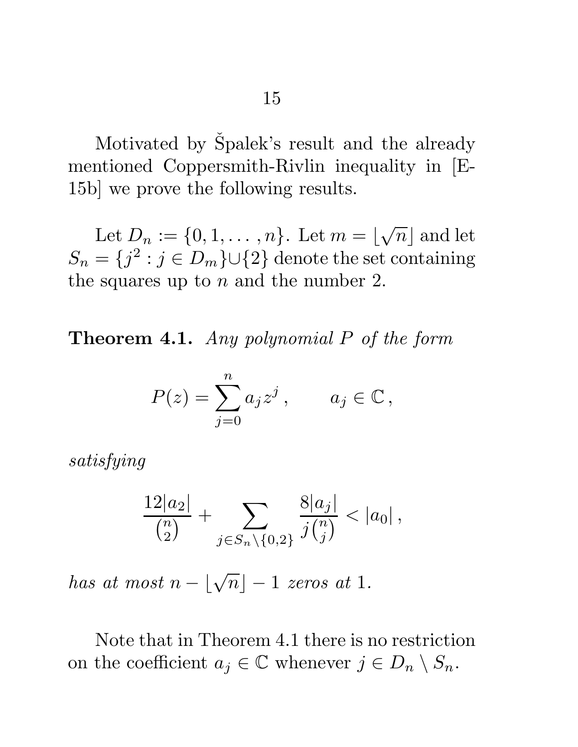Motivated by Špalek's result and the already mentioned Coppersmith-Rivlin inequality in [E-15b] we prove the following results.

Let $D_n := \{0, 1, \dots, n\}$. Let $m = \lfloor \sqrt{n} \rfloor$ and let $S_n = \{j^2 : j \in D_m\} \cup \{2\}$ denote the set containing the squares up to $n$ and the number 2.

**Theorem 4.1.** *Any polynomial $P$ of the form*

$$P(z) = \sum_{j=0}^{n} a_j z^j \,, \qquad a_j \in \mathbb{C} \,,$$

*satisfying*

$$\frac{12|a_2|}{\binom{n}{2}} + \sum_{j \in S_n \setminus \{0,2\}} \frac{8|a_j|}{j\binom{n}{j}} < |a_0| \,,$$

*has at most $n - \lfloor \sqrt{n} \rfloor - 1$ zeros at 1.*

Note that in Theorem 4.1 there is no restriction on the coefficient $a_j \in \mathbb{C}$ whenever $j \in D_n \setminus S_n$.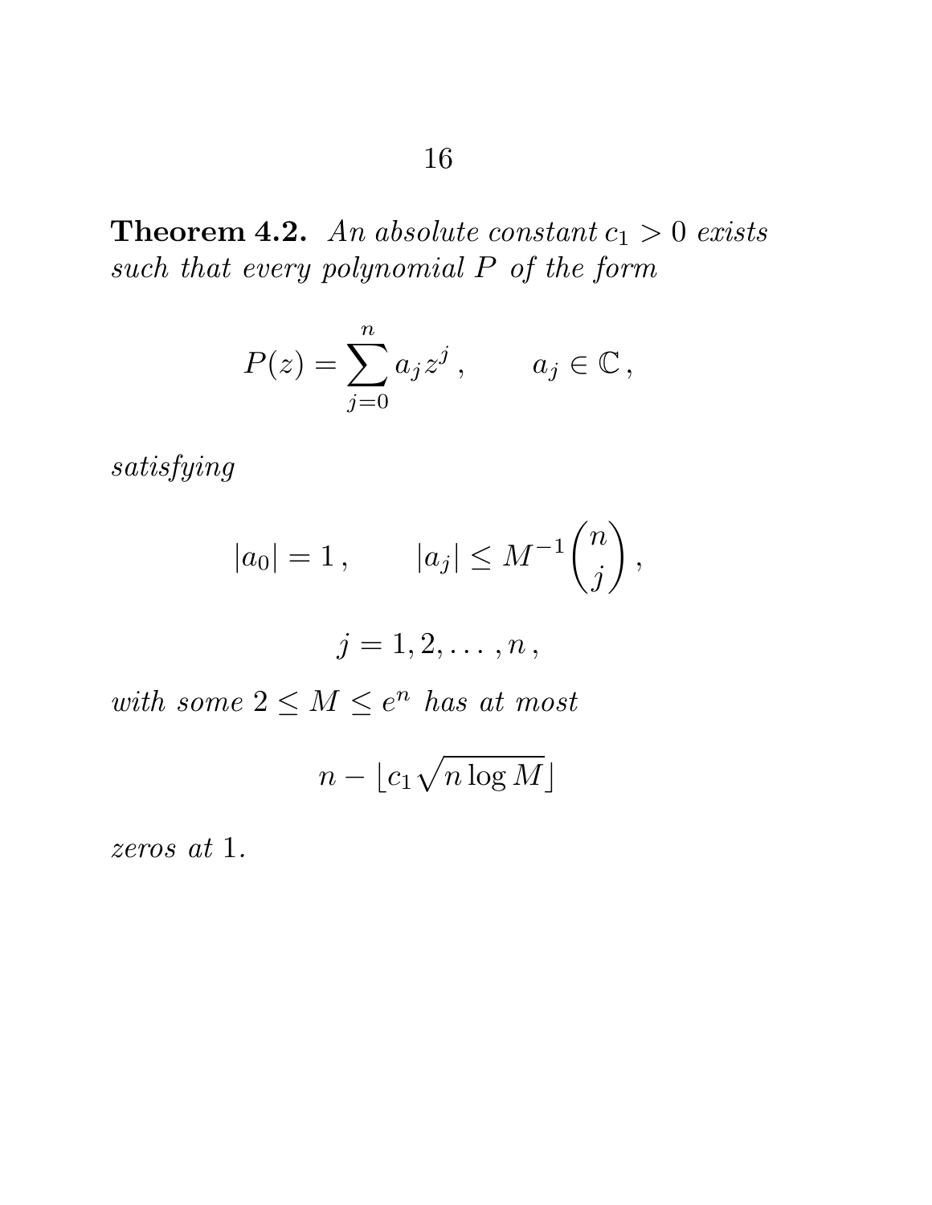**Theorem 4.2.** *An absolute constant $c_1 > 0$ exists such that every polynomial $P$ of the form*

$$P(z) = \sum_{j=0}^{n} a_j z^j \,, \qquad a_j \in \mathbb{C} \,,$$

*satisfying*

$$|a_0| = 1 \,, \qquad |a_j| \leq M^{-1} \binom{n}{j} \,,$$

$$j = 1, 2, \ldots, n \,,$$

*with some $2 \leq M \leq e^n$ has at most*

$$n - \lfloor c_1 \sqrt{n \log M} \rfloor$$

*zeros at* $1$.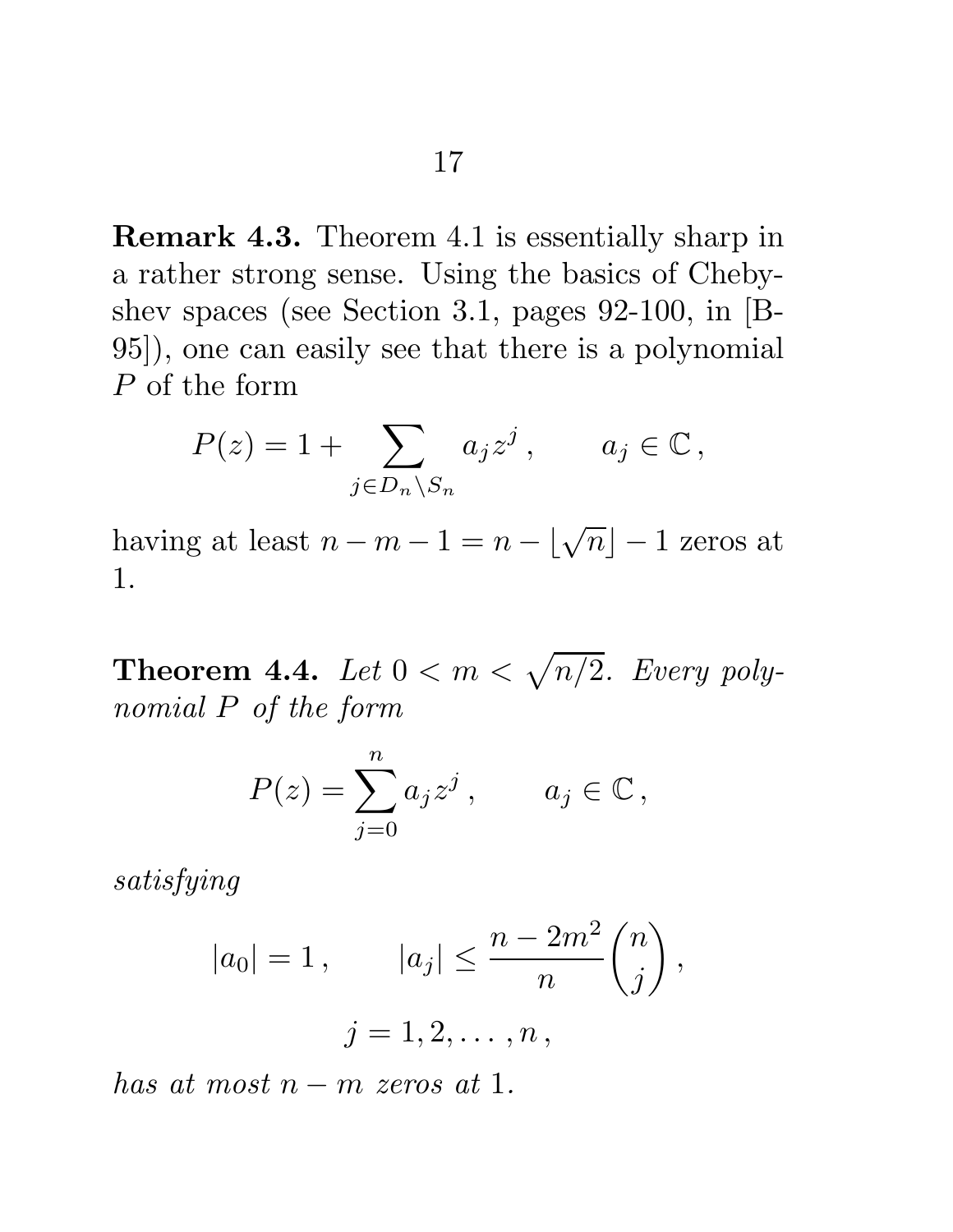**Remark 4.3.** Theorem 4.1 is essentially sharp in a rather strong sense. Using the basics of Chebyshev spaces (see Section 3.1, pages 92-100, in [B-95]), one can easily see that there is a polynomial $P$ of the form

$$P(z) = 1 + \sum_{j \in D_n \setminus S_n} a_j z^j \,, \qquad a_j \in \mathbb{C} \,,$$

having at least $n - m - 1 = n - \lfloor \sqrt{n} \rfloor - 1$ zeros at 1.

**Theorem 4.4.** *Let $0 < m < \sqrt{n/2}$. Every polynomial $P$ of the form*

$$P(z) = \sum_{j=0}^{n} a_j z^j \,, \qquad a_j \in \mathbb{C} \,,$$

*satisfying*

$$|a_0| = 1 \,, \qquad |a_j| \leq \frac{n - 2m^2}{n} \binom{n}{j} \,,$$

$$j = 1, 2, \ldots, n \,,$$

*has at most $n - m$ zeros at 1.*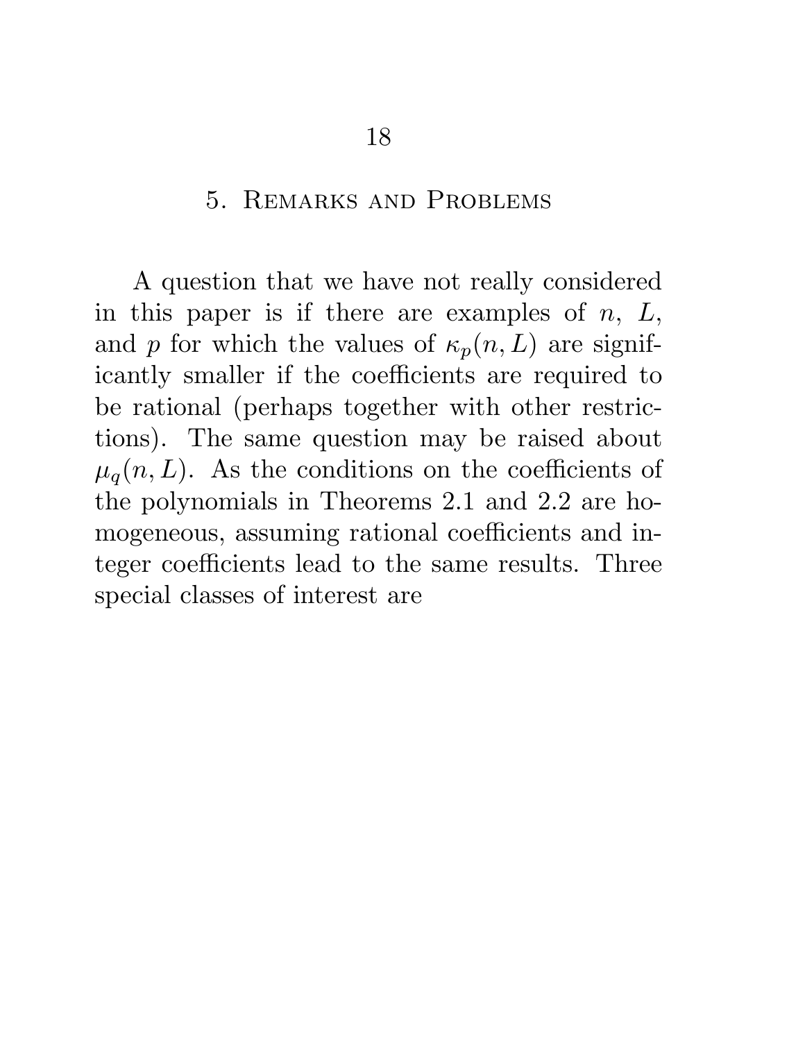## 5. Remarks and Problems

A question that we have not really considered in this paper is if there are examples of $n$, $L$, and $p$ for which the values of $\kappa_p(n, L)$ are significantly smaller if the coefficients are required to be rational (perhaps together with other restrictions). The same question may be raised about $\mu_q(n, L)$. As the conditions on the coefficients of the polynomials in Theorems 2.1 and 2.2 are homogeneous, assuming rational coefficients and integer coefficients lead to the same results. Three special classes of interest are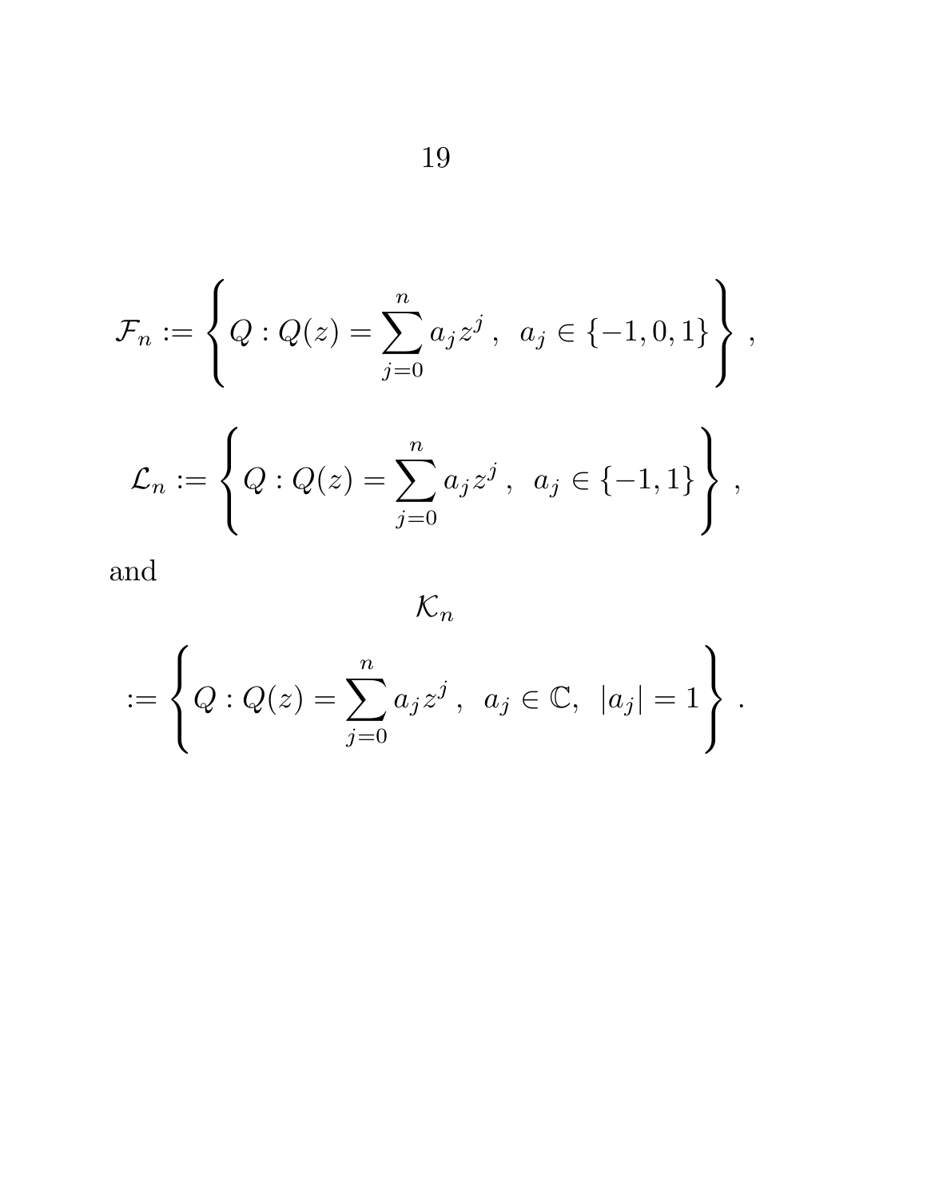$$\mathcal{F}_n := \left\{ Q : Q(z) = \sum_{j=0}^{n} a_j z^j \,, \;\; a_j \in \{-1, 0, 1\} \right\} \,,$$

$$\mathcal{L}_n := \left\{ Q : Q(z) = \sum_{j=0}^{n} a_j z^j \,, \;\; a_j \in \{-1, 1\} \right\} \,,$$

and

$$\mathcal{K}_n$$

$$:= \left\{ Q : Q(z) = \sum_{j=0}^{n} a_j z^j \,, \;\; a_j \in \mathbb{C}, \;\; |a_j| = 1 \right\} \,.$$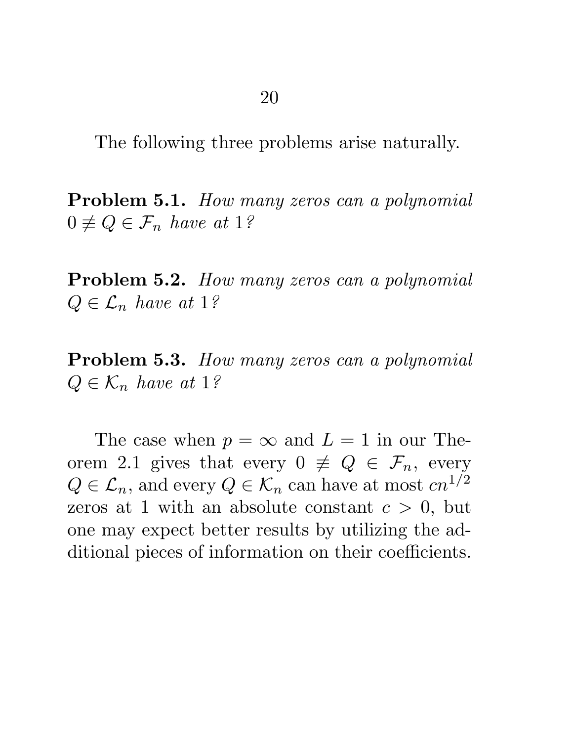The following three problems arise naturally.

**Problem 5.1.** *How many zeros can a polynomial $0 \not\equiv Q \in \mathcal{F}_n$ have at* 1*?*

**Problem 5.2.** *How many zeros can a polynomial $Q \in \mathcal{L}_n$ have at* 1*?*

**Problem 5.3.** *How many zeros can a polynomial $Q \in \mathcal{K}_n$ have at* 1*?*

The case when $p = \infty$ and $L = 1$ in our Theorem 2.1 gives that every $0 \not\equiv Q \in \mathcal{F}_n$, every $Q \in \mathcal{L}_n$, and every $Q \in \mathcal{K}_n$ can have at most $cn^{1/2}$ zeros at 1 with an absolute constant $c > 0$, but one may expect better results by utilizing the additional pieces of information on their coefficients.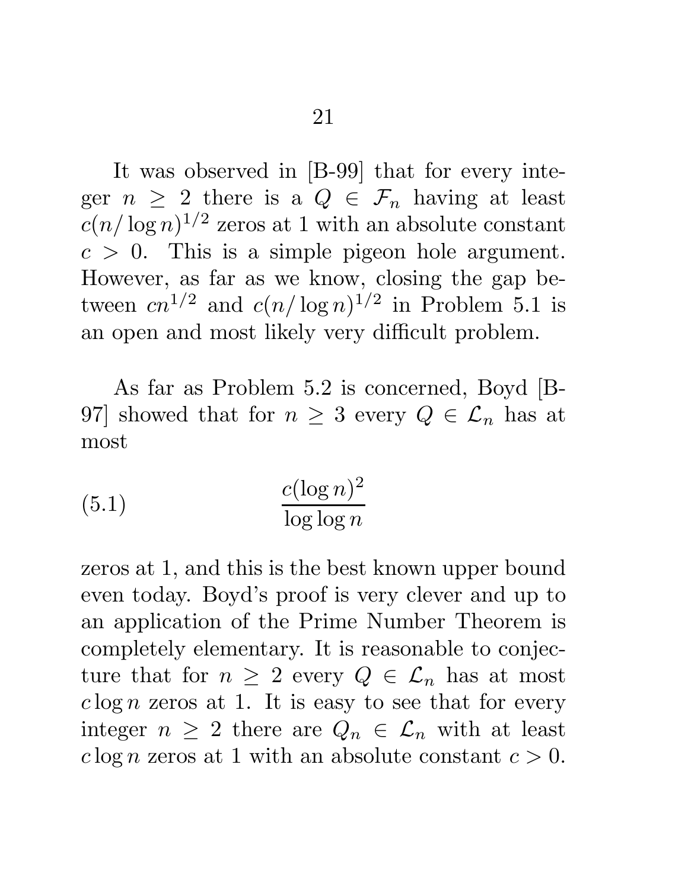It was observed in [B-99] that for every integer $n \geq 2$ there is a $Q \in \mathcal{F}_n$ having at least $c(n/\log n)^{1/2}$ zeros at 1 with an absolute constant $c > 0$. This is a simple pigeon hole argument. However, as far as we know, closing the gap between $cn^{1/2}$ and $c(n/\log n)^{1/2}$ in Problem 5.1 is an open and most likely very difficult problem.

As far as Problem 5.2 is concerned, Boyd [B-97] showed that for $n \geq 3$ every $Q \in \mathcal{L}_n$ has at most

$$\frac{c(\log n)^2}{\log \log n} \tag{5.1}$$

zeros at 1, and this is the best known upper bound even today. Boyd's proof is very clever and up to an application of the Prime Number Theorem is completely elementary. It is reasonable to conjecture that for $n \geq 2$ every $Q \in \mathcal{L}_n$ has at most $c \log n$ zeros at 1. It is easy to see that for every integer $n \geq 2$ there are $Q_n \in \mathcal{L}_n$ with at least $c \log n$ zeros at 1 with an absolute constant $c > 0$.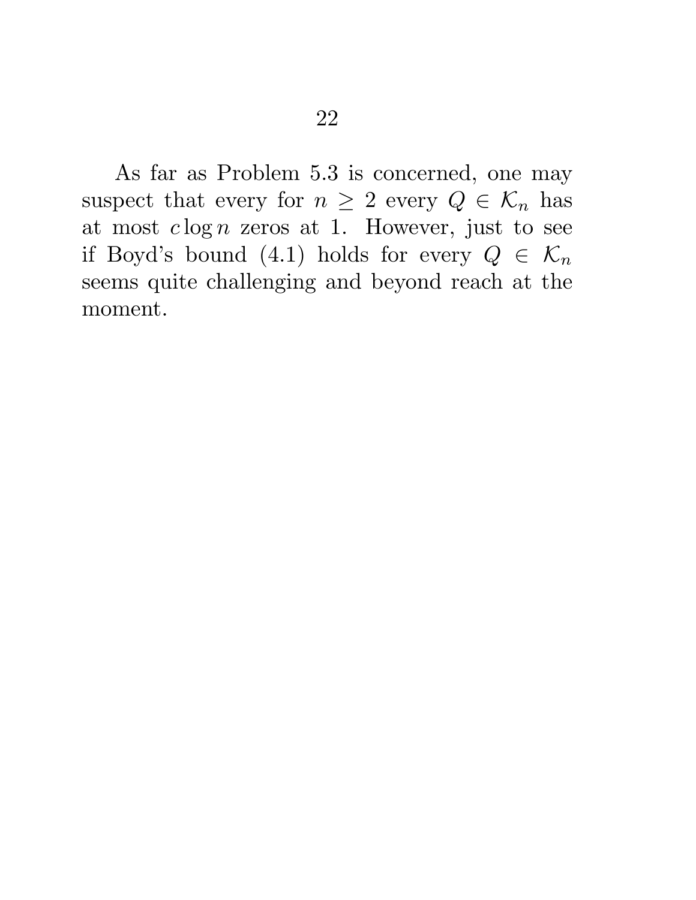As far as Problem 5.3 is concerned, one may suspect that every for $n \geq 2$ every $Q \in \mathcal{K}_n$ has at most $c \log n$ zeros at 1. However, just to see if Boyd's bound (4.1) holds for every $Q \in \mathcal{K}_n$ seems quite challenging and beyond reach at the moment.